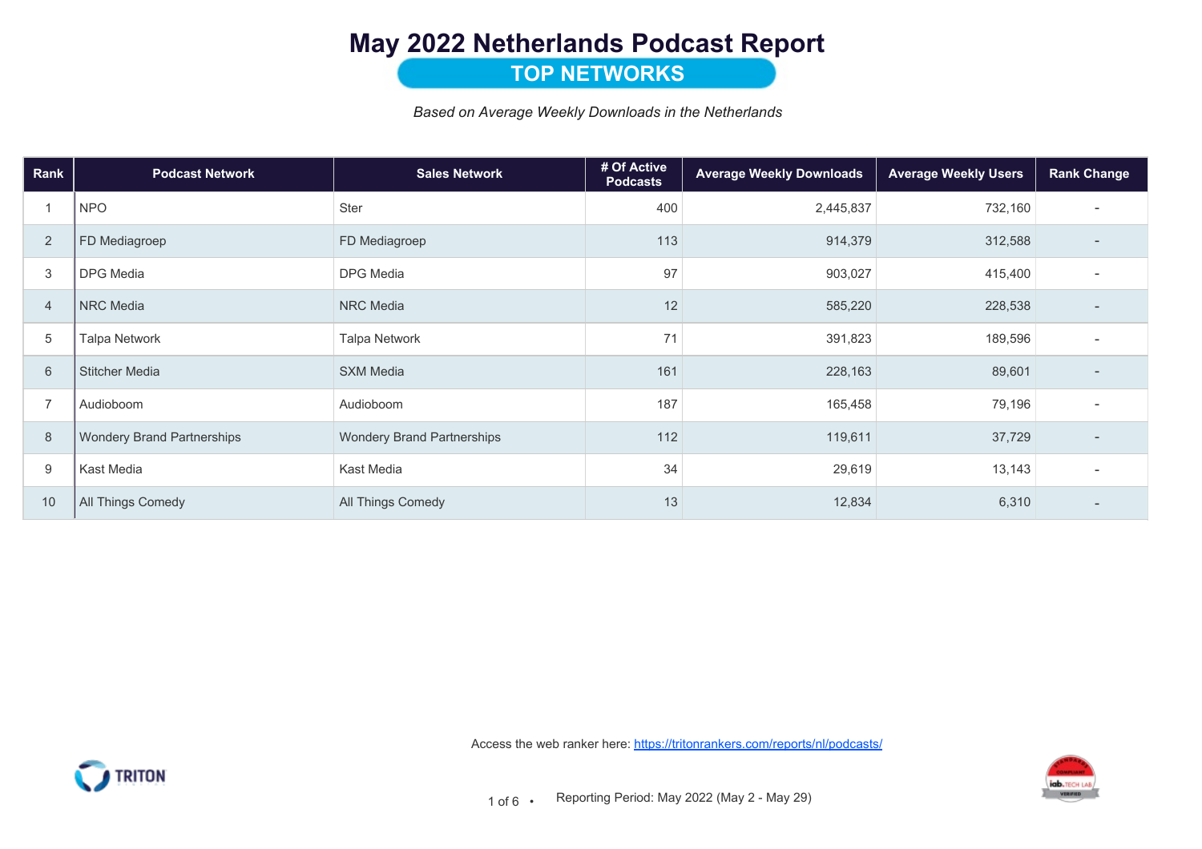# May 2022 Netherlands Podcast Report

## TOP NETWORKS

*Based on Average Weekly Downloads in the Netherlands*

| Rank | Podcast Network | Sales Network | # Of Active Podcasts | Average Weekly Downloads | Average Weekly Users | Rank Change |
|---|---|---|---|---|---|---|
| 1 | NPO | Ster | 400 | 2,445,837 | 732,160 | - |
| 2 | FD Mediagroep | FD Mediagroep | 113 | 914,379 | 312,588 | - |
| 3 | DPG Media | DPG Media | 97 | 903,027 | 415,400 | - |
| 4 | NRC Media | NRC Media | 12 | 585,220 | 228,538 | - |
| 5 | Talpa Network | Talpa Network | 71 | 391,823 | 189,596 | - |
| 6 | Stitcher Media | SXM Media | 161 | 228,163 | 89,601 | - |
| 7 | Audioboom | Audioboom | 187 | 165,458 | 79,196 | - |
| 8 | Wondery Brand Partnerships | Wondery Brand Partnerships | 112 | 119,611 | 37,729 | - |
| 9 | Kast Media | Kast Media | 34 | 29,619 | 13,143 | - |
| 10 | All Things Comedy | All Things Comedy | 13 | 12,834 | 6,310 | - |

Access the web ranker here: [https://tritonrankers.com/reports/nl/podcasts/](https://tritonrankers.com/reports/nl/podcasts/)

Reporting Period: May 2022 (May 2 - May 29)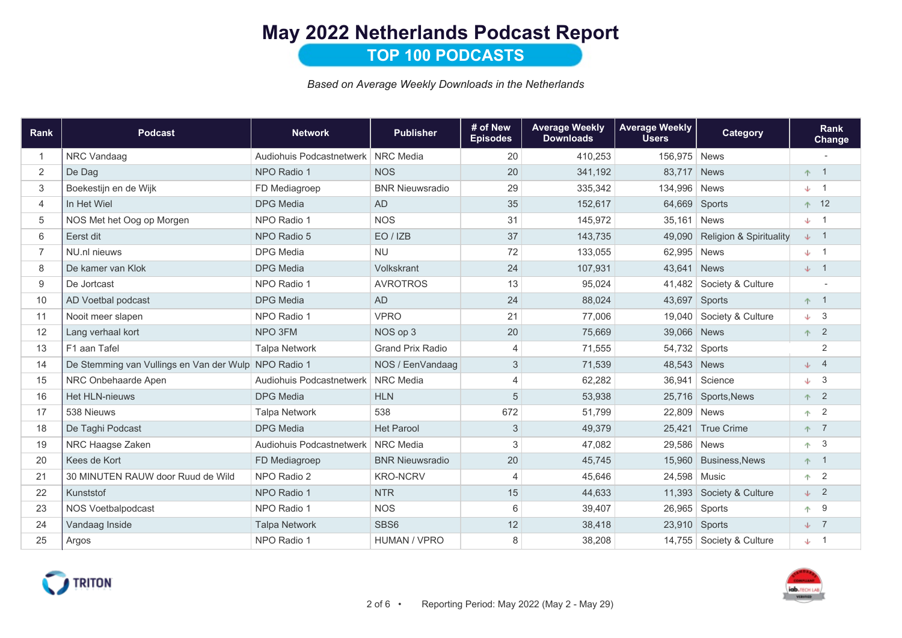# May 2022 Netherlands Podcast Report

## TOP 100 PODCASTS

*Based on Average Weekly Downloads in the Netherlands*

| Rank | Podcast | Network | Publisher | # of New Episodes | Average Weekly Downloads | Average Weekly Users | Category | Rank Change |
|---|---|---|---|---|---|---|---|---|
| 1 | NRC Vandaag | Audiohuis Podcastnetwerk | NRC Media | 20 | 410,253 | 156,975 | News | - |
| 2 | De Dag | NPO Radio 1 | NOS | 20 | 341,192 | 83,717 | News | ↑ 1 |
| 3 | Boekestijn en de Wijk | FD Mediagroep | BNR Nieuwsradio | 29 | 335,342 | 134,996 | News | ↓ 1 |
| 4 | In Het Wiel | DPG Media | AD | 35 | 152,617 | 64,669 | Sports | ↑ 12 |
| 5 | NOS Met het Oog op Morgen | NPO Radio 1 | NOS | 31 | 145,972 | 35,161 | News | ↓ 1 |
| 6 | Eerst dit | NPO Radio 5 | EO / IZB | 37 | 143,735 | 49,090 | Religion & Spirituality | ↓ 1 |
| 7 | NU.nl nieuws | DPG Media | NU | 72 | 133,055 | 62,995 | News | ↓ 1 |
| 8 | De kamer van Klok | DPG Media | Volkskrant | 24 | 107,931 | 43,641 | News | ↓ 1 |
| 9 | De Jortcast | NPO Radio 1 | AVROTROS | 13 | 95,024 | 41,482 | Society & Culture | - |
| 10 | AD Voetbal podcast | DPG Media | AD | 24 | 88,024 | 43,697 | Sports | ↑ 1 |
| 11 | Nooit meer slapen | NPO Radio 1 | VPRO | 21 | 77,006 | 19,040 | Society & Culture | ↓ 3 |
| 12 | Lang verhaal kort | NPO 3FM | NOS op 3 | 20 | 75,669 | 39,066 | News | ↑ 2 |
| 13 | F1 aan Tafel | Talpa Network | Grand Prix Radio | 4 | 71,555 | 54,732 | Sports | 2 |
| 14 | De Stemming van Vullings en Van der Wulp | NPO Radio 1 | NOS / EenVandaag | 3 | 71,539 | 48,543 | News | ↓ 4 |
| 15 | NRC Onbehaarde Apen | Audiohuis Podcastnetwerk | NRC Media | 4 | 62,282 | 36,941 | Science | ↓ 3 |
| 16 | Het HLN-nieuws | DPG Media | HLN | 5 | 53,938 | 25,716 | Sports,News | ↑ 2 |
| 17 | 538 Nieuws | Talpa Network | 538 | 672 | 51,799 | 22,809 | News | ↑ 2 |
| 18 | De Taghi Podcast | DPG Media | Het Parool | 3 | 49,379 | 25,421 | True Crime | ↑ 7 |
| 19 | NRC Haagse Zaken | Audiohuis Podcastnetwerk | NRC Media | 3 | 47,082 | 29,586 | News | ↑ 3 |
| 20 | Kees de Kort | FD Mediagroep | BNR Nieuwsradio | 20 | 45,745 | 15,960 | Business,News | ↑ 1 |
| 21 | 30 MINUTEN RAUW door Ruud de Wild | NPO Radio 2 | KRO-NCRV | 4 | 45,646 | 24,598 | Music | ↑ 2 |
| 22 | Kunststof | NPO Radio 1 | NTR | 15 | 44,633 | 11,393 | Society & Culture | ↓ 2 |
| 23 | NOS Voetbalpodcast | NPO Radio 1 | NOS | 6 | 39,407 | 26,965 | Sports | ↑ 9 |
| 24 | Vandaag Inside | Talpa Network | SBS6 | 12 | 38,418 | 23,910 | Sports | ↓ 7 |
| 25 | Argos | NPO Radio 1 | HUMAN / VPRO | 8 | 38,208 | 14,755 | Society & Culture | ↓ 1 |

TRITON

Reporting Period: May 2022 (May 2 - May 29)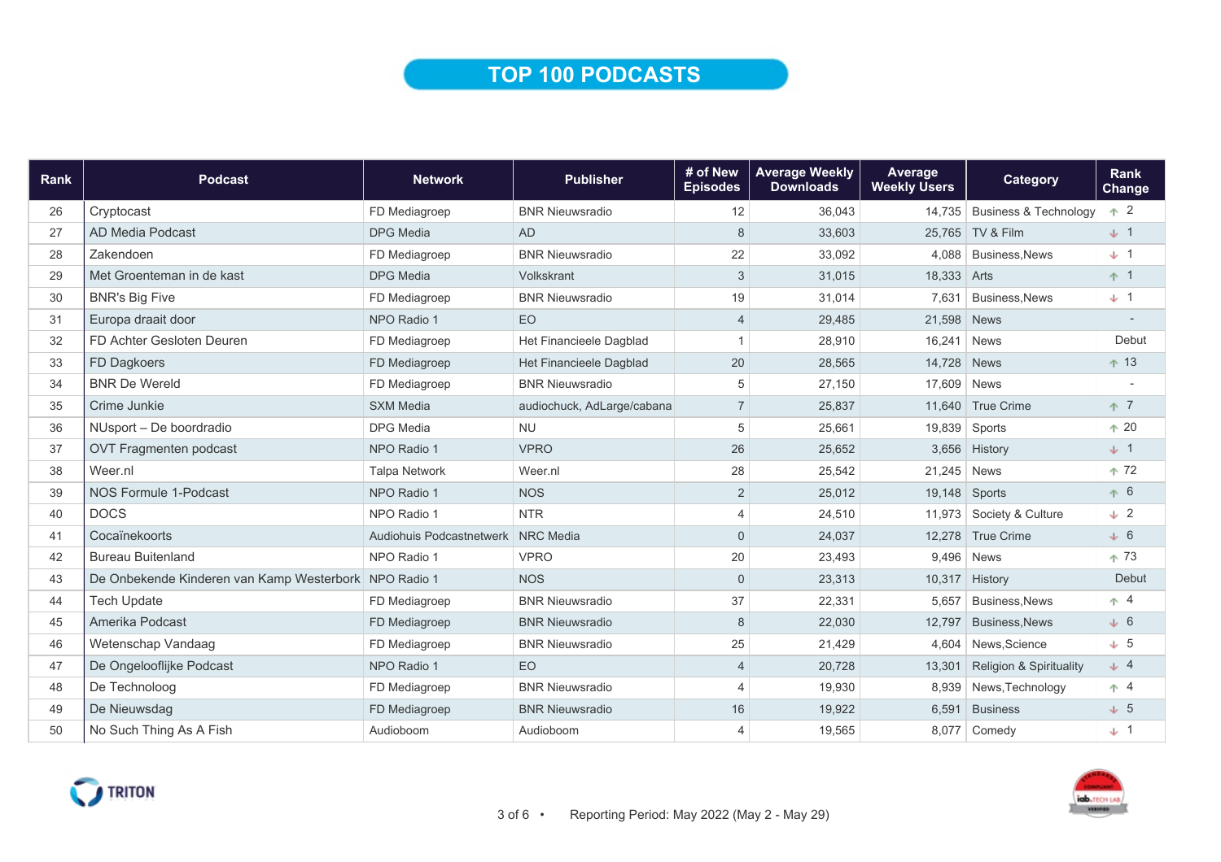# TOP 100 PODCASTS

| Rank | Podcast | Network | Publisher | # of New Episodes | Average Weekly Downloads | Average Weekly Users | Category | Rank Change |
|---|---|---|---|---|---|---|---|---|
| 26 | Cryptocast | FD Mediagroep | BNR Nieuwsradio | 12 | 36,043 | 14,735 | Business & Technology | ↑ 2 |
| 27 | AD Media Podcast | DPG Media | AD | 8 | 33,603 | 25,765 | TV & Film | ↓ 1 |
| 28 | Zakendoen | FD Mediagroep | BNR Nieuwsradio | 22 | 33,092 | 4,088 | Business,News | ↓ 1 |
| 29 | Met Groenteman in de kast | DPG Media | Volkskrant | 3 | 31,015 | 18,333 | Arts | ↑ 1 |
| 30 | BNR's Big Five | FD Mediagroep | BNR Nieuwsradio | 19 | 31,014 | 7,631 | Business,News | ↓ 1 |
| 31 | Europa draait door | NPO Radio 1 | EO | 4 | 29,485 | 21,598 | News | - |
| 32 | FD Achter Gesloten Deuren | FD Mediagroep | Het Financieele Dagblad | 1 | 28,910 | 16,241 | News | Debut |
| 33 | FD Dagkoers | FD Mediagroep | Het Financieele Dagblad | 20 | 28,565 | 14,728 | News | ↑ 13 |
| 34 | BNR De Wereld | FD Mediagroep | BNR Nieuwsradio | 5 | 27,150 | 17,609 | News | - |
| 35 | Crime Junkie | SXM Media | audiochuck, AdLarge/cabana | 7 | 25,837 | 11,640 | True Crime | ↑ 7 |
| 36 | NUsport – De boordradio | DPG Media | NU | 5 | 25,661 | 19,839 | Sports | ↑ 20 |
| 37 | OVT Fragmenten podcast | NPO Radio 1 | VPRO | 26 | 25,652 | 3,656 | History | ↓ 1 |
| 38 | Weer.nl | Talpa Network | Weer.nl | 28 | 25,542 | 21,245 | News | ↑ 72 |
| 39 | NOS Formule 1-Podcast | NPO Radio 1 | NOS | 2 | 25,012 | 19,148 | Sports | ↑ 6 |
| 40 | DOCS | NPO Radio 1 | NTR | 4 | 24,510 | 11,973 | Society & Culture | ↓ 2 |
| 41 | Cocaïnekoorts | Audiohuis Podcastnetwerk | NRC Media | 0 | 24,037 | 12,278 | True Crime | ↓ 6 |
| 42 | Bureau Buitenland | NPO Radio 1 | VPRO | 20 | 23,493 | 9,496 | News | ↑ 73 |
| 43 | De Onbekende Kinderen van Kamp Westerbork | NPO Radio 1 | NOS | 0 | 23,313 | 10,317 | History | Debut |
| 44 | Tech Update | FD Mediagroep | BNR Nieuwsradio | 37 | 22,331 | 5,657 | Business,News | ↑ 4 |
| 45 | Amerika Podcast | FD Mediagroep | BNR Nieuwsradio | 8 | 22,030 | 12,797 | Business,News | ↓ 6 |
| 46 | Wetenschap Vandaag | FD Mediagroep | BNR Nieuwsradio | 25 | 21,429 | 4,604 | News,Science | ↓ 5 |
| 47 | De Ongelooflijke Podcast | NPO Radio 1 | EO | 4 | 20,728 | 13,301 | Religion & Spirituality | ↓ 4 |
| 48 | De Technoloog | FD Mediagroep | BNR Nieuwsradio | 4 | 19,930 | 8,939 | News,Technology | ↑ 4 |
| 49 | De Nieuwsdag | FD Mediagroep | BNR Nieuwsradio | 16 | 19,922 | 6,591 | Business | ↓ 5 |
| 50 | No Such Thing As A Fish | Audioboom | Audioboom | 4 | 19,565 | 8,077 | Comedy | ↓ 1 |

Reporting Period: May 2022 (May 2 - May 29)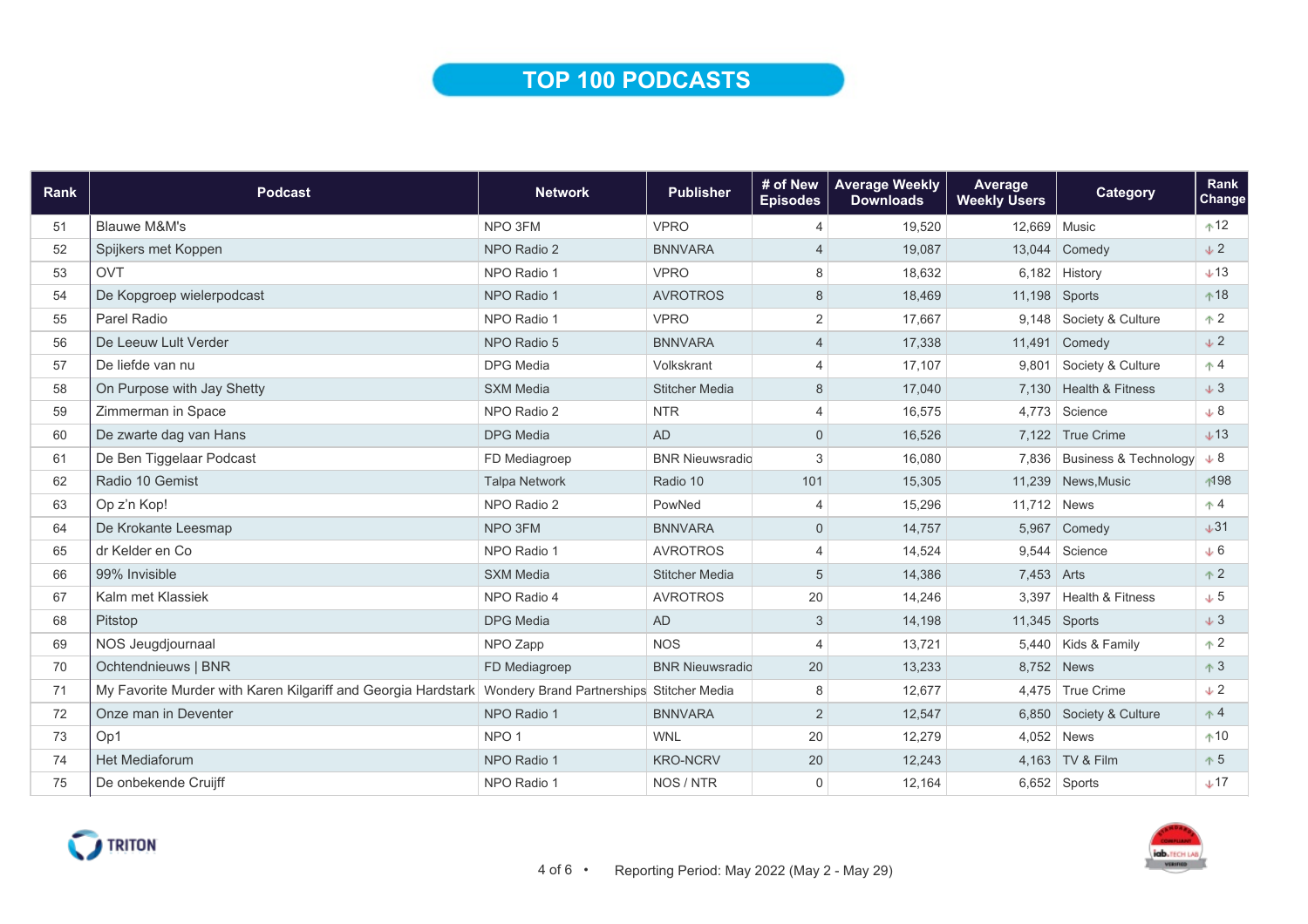# TOP 100 PODCASTS

| Rank | Podcast | Network | Publisher | # of New Episodes | Average Weekly Downloads | Average Weekly Users | Category | Rank Change |
|---|---|---|---|---|---|---|---|---|
| 51 | Blauwe M&M's | NPO 3FM | VPRO | 4 | 19,520 | 12,669 | Music | ↑12 |
| 52 | Spijkers met Koppen | NPO Radio 2 | BNNVARA | 4 | 19,087 | 13,044 | Comedy | ↓2 |
| 53 | OVT | NPO Radio 1 | VPRO | 8 | 18,632 | 6,182 | History | ↓13 |
| 54 | De Kopgroep wielerpodcast | NPO Radio 1 | AVROTROS | 8 | 18,469 | 11,198 | Sports | ↑18 |
| 55 | Parel Radio | NPO Radio 1 | VPRO | 2 | 17,667 | 9,148 | Society & Culture | ↑2 |
| 56 | De Leeuw Lult Verder | NPO Radio 5 | BNNVARA | 4 | 17,338 | 11,491 | Comedy | ↓2 |
| 57 | De liefde van nu | DPG Media | Volkskrant | 4 | 17,107 | 9,801 | Society & Culture | ↑4 |
| 58 | On Purpose with Jay Shetty | SXM Media | Stitcher Media | 8 | 17,040 | 7,130 | Health & Fitness | ↓3 |
| 59 | Zimmerman in Space | NPO Radio 2 | NTR | 4 | 16,575 | 4,773 | Science | ↓8 |
| 60 | De zwarte dag van Hans | DPG Media | AD | 0 | 16,526 | 7,122 | True Crime | ↓13 |
| 61 | De Ben Tiggelaar Podcast | FD Mediagroep | BNR Nieuwsradio | 3 | 16,080 | 7,836 | Business & Technology | ↓8 |
| 62 | Radio 10 Gemist | Talpa Network | Radio 10 | 101 | 15,305 | 11,239 | News,Music | ↑198 |
| 63 | Op z'n Kop! | NPO Radio 2 | PowNed | 4 | 15,296 | 11,712 | News | ↑4 |
| 64 | De Krokante Leesmap | NPO 3FM | BNNVARA | 0 | 14,757 | 5,967 | Comedy | ↓31 |
| 65 | dr Kelder en Co | NPO Radio 1 | AVROTROS | 4 | 14,524 | 9,544 | Science | ↓6 |
| 66 | 99% Invisible | SXM Media | Stitcher Media | 5 | 14,386 | 7,453 | Arts | ↑2 |
| 67 | Kalm met Klassiek | NPO Radio 4 | AVROTROS | 20 | 14,246 | 3,397 | Health & Fitness | ↓5 |
| 68 | Pitstop | DPG Media | AD | 3 | 14,198 | 11,345 | Sports | ↓3 |
| 69 | NOS Jeugdjournaal | NPO Zapp | NOS | 4 | 13,721 | 5,440 | Kids & Family | ↑2 |
| 70 | Ochtendnieuws \| BNR | FD Mediagroep | BNR Nieuwsradio | 20 | 13,233 | 8,752 | News | ↑3 |
| 71 | My Favorite Murder with Karen Kilgariff and Georgia Hardstark | Wondery Brand Partnerships | Stitcher Media | 8 | 12,677 | 4,475 | True Crime | ↓2 |
| 72 | Onze man in Deventer | NPO Radio 1 | BNNVARA | 2 | 12,547 | 6,850 | Society & Culture | ↑4 |
| 73 | Op1 | NPO 1 | WNL | 20 | 12,279 | 4,052 | News | ↑10 |
| 74 | Het Mediaforum | NPO Radio 1 | KRO-NCRV | 20 | 12,243 | 4,163 | TV & Film | ↑5 |
| 75 | De onbekende Cruijff | NPO Radio 1 | NOS / NTR | 0 | 12,164 | 6,652 | Sports | ↓17 |

Reporting Period: May 2022 (May 2 - May 29)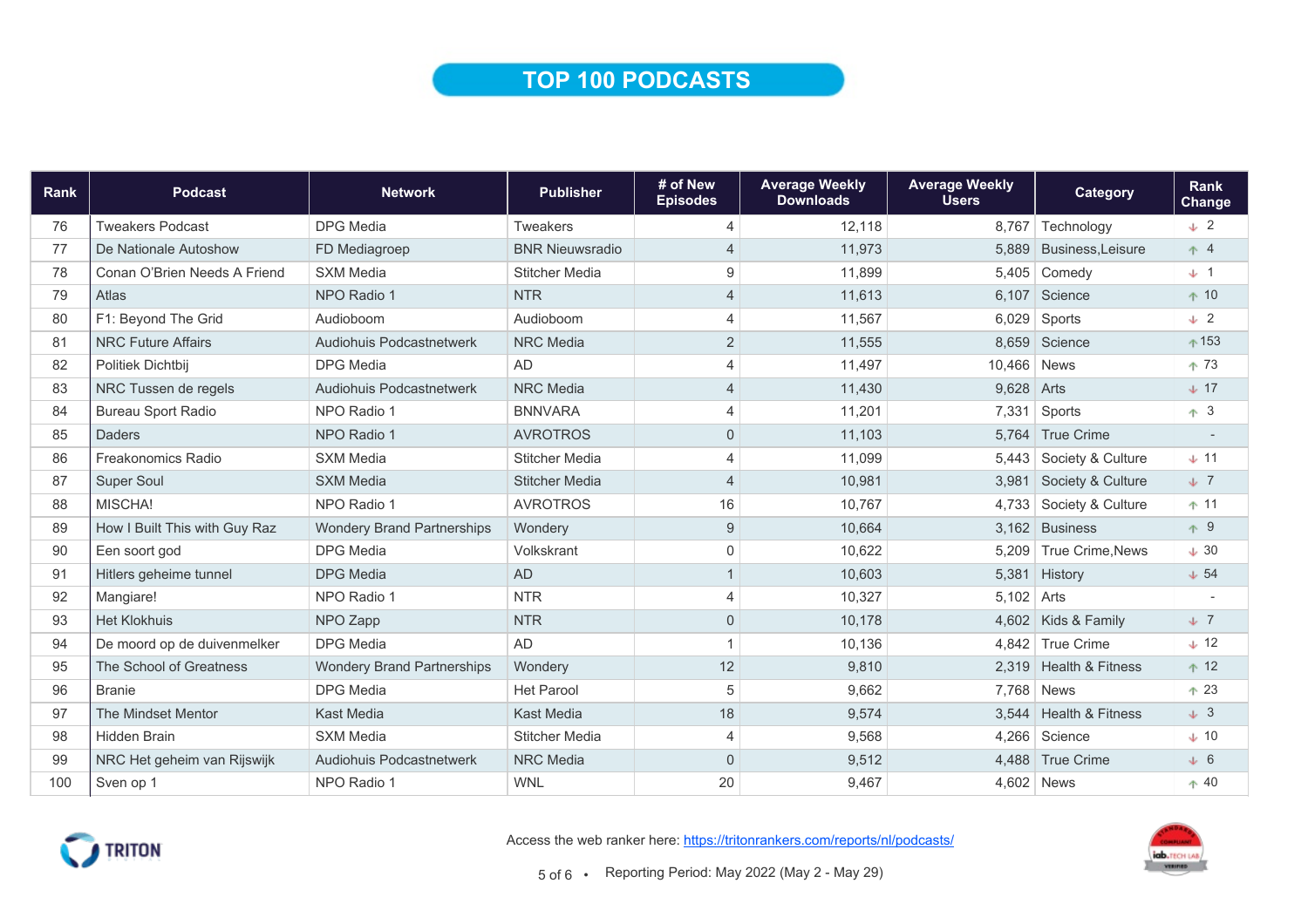# TOP 100 PODCASTS

| Rank | Podcast | Network | Publisher | # of New Episodes | Average Weekly Downloads | Average Weekly Users | Category | Rank Change |
|---|---|---|---|---|---|---|---|---|
| 76 | Tweakers Podcast | DPG Media | Tweakers | 4 | 12,118 | 8,767 | Technology | ↓ 2 |
| 77 | De Nationale Autoshow | FD Mediagroep | BNR Nieuwsradio | 4 | 11,973 | 5,889 | Business,Leisure | ↑ 4 |
| 78 | Conan O'Brien Needs A Friend | SXM Media | Stitcher Media | 9 | 11,899 | 5,405 | Comedy | ↓ 1 |
| 79 | Atlas | NPO Radio 1 | NTR | 4 | 11,613 | 6,107 | Science | ↑ 10 |
| 80 | F1: Beyond The Grid | Audioboom | Audioboom | 4 | 11,567 | 6,029 | Sports | ↓ 2 |
| 81 | NRC Future Affairs | Audiohuis Podcastnetwerk | NRC Media | 2 | 11,555 | 8,659 | Science | ↑ 153 |
| 82 | Politiek Dichtbij | DPG Media | AD | 4 | 11,497 | 10,466 | News | ↑ 73 |
| 83 | NRC Tussen de regels | Audiohuis Podcastnetwerk | NRC Media | 4 | 11,430 | 9,628 | Arts | ↓ 17 |
| 84 | Bureau Sport Radio | NPO Radio 1 | BNNVARA | 4 | 11,201 | 7,331 | Sports | ↑ 3 |
| 85 | Daders | NPO Radio 1 | AVROTROS | 0 | 11,103 | 5,764 | True Crime | - |
| 86 | Freakonomics Radio | SXM Media | Stitcher Media | 4 | 11,099 | 5,443 | Society & Culture | ↓ 11 |
| 87 | Super Soul | SXM Media | Stitcher Media | 4 | 10,981 | 3,981 | Society & Culture | ↓ 7 |
| 88 | MISCHA! | NPO Radio 1 | AVROTROS | 16 | 10,767 | 4,733 | Society & Culture | ↑ 11 |
| 89 | How I Built This with Guy Raz | Wondery Brand Partnerships | Wondery | 9 | 10,664 | 3,162 | Business | ↑ 9 |
| 90 | Een soort god | DPG Media | Volkskrant | 0 | 10,622 | 5,209 | True Crime,News | ↓ 30 |
| 91 | Hitlers geheime tunnel | DPG Media | AD | 1 | 10,603 | 5,381 | History | ↓ 54 |
| 92 | Mangiare! | NPO Radio 1 | NTR | 4 | 10,327 | 5,102 | Arts | - |
| 93 | Het Klokhuis | NPO Zapp | NTR | 0 | 10,178 | 4,602 | Kids & Family | ↓ 7 |
| 94 | De moord op de duivenmelker | DPG Media | AD | 1 | 10,136 | 4,842 | True Crime | ↓ 12 |
| 95 | The School of Greatness | Wondery Brand Partnerships | Wondery | 12 | 9,810 | 2,319 | Health & Fitness | ↑ 12 |
| 96 | Branie | DPG Media | Het Parool | 5 | 9,662 | 7,768 | News | ↑ 23 |
| 97 | The Mindset Mentor | Kast Media | Kast Media | 18 | 9,574 | 3,544 | Health & Fitness | ↓ 3 |
| 98 | Hidden Brain | SXM Media | Stitcher Media | 4 | 9,568 | 4,266 | Science | ↓ 10 |
| 99 | NRC Het geheim van Rijswijk | Audiohuis Podcastnetwerk | NRC Media | 0 | 9,512 | 4,488 | True Crime | ↓ 6 |
| 100 | Sven op 1 | NPO Radio 1 | WNL | 20 | 9,467 | 4,602 | News | ↑ 40 |

Access the web ranker here: https://tritonrankers.com/reports/nl/podcasts/

Reporting Period: May 2022 (May 2 - May 29)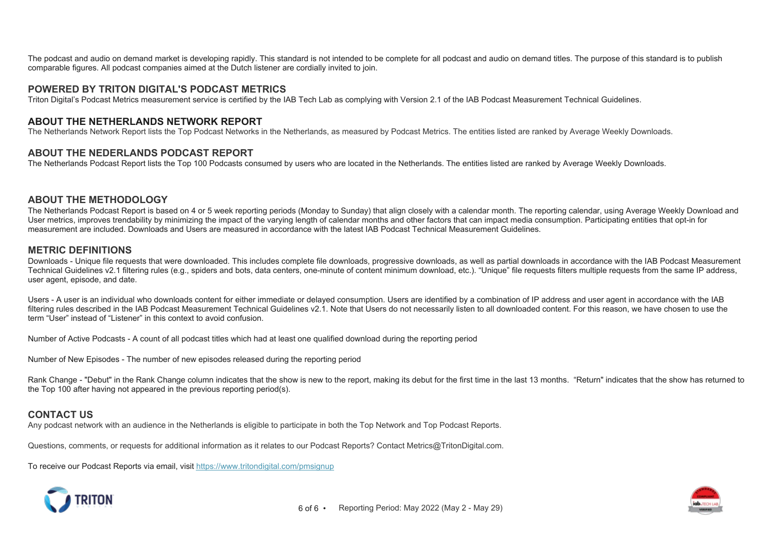The podcast and audio on demand market is developing rapidly. This standard is not intended to be complete for all podcast and audio on demand titles. The purpose of this standard is to publish comparable figures. All podcast companies aimed at the Dutch listener are cordially invited to join.

## POWERED BY TRITON DIGITAL'S PODCAST METRICS

Triton Digital's Podcast Metrics measurement service is certified by the IAB Tech Lab as complying with Version 2.1 of the IAB Podcast Measurement Technical Guidelines.

## ABOUT THE NETHERLANDS NETWORK REPORT

The Netherlands Network Report lists the Top Podcast Networks in the Netherlands, as measured by Podcast Metrics. The entities listed are ranked by Average Weekly Downloads.

## ABOUT THE NEDERLANDS PODCAST REPORT

The Netherlands Podcast Report lists the Top 100 Podcasts consumed by users who are located in the Netherlands. The entities listed are ranked by Average Weekly Downloads.

## ABOUT THE METHODOLOGY

The Netherlands Podcast Report is based on 4 or 5 week reporting periods (Monday to Sunday) that align closely with a calendar month. The reporting calendar, using Average Weekly Download and User metrics, improves trendability by minimizing the impact of the varying length of calendar months and other factors that can impact media consumption. Participating entities that opt-in for measurement are included. Downloads and Users are measured in accordance with the latest IAB Podcast Technical Measurement Guidelines.

## METRIC DEFINITIONS

Downloads - Unique file requests that were downloaded. This includes complete file downloads, progressive downloads, as well as partial downloads in accordance with the IAB Podcast Measurement Technical Guidelines v2.1 filtering rules (e.g., spiders and bots, data centers, one-minute of content minimum download, etc.). "Unique" file requests filters multiple requests from the same IP address, user agent, episode, and date.

Users - A user is an individual who downloads content for either immediate or delayed consumption. Users are identified by a combination of IP address and user agent in accordance with the IAB filtering rules described in the IAB Podcast Measurement Technical Guidelines v2.1. Note that Users do not necessarily listen to all downloaded content. For this reason, we have chosen to use the term "User" instead of "Listener" in this context to avoid confusion.

Number of Active Podcasts - A count of all podcast titles which had at least one qualified download during the reporting period

Number of New Episodes - The number of new episodes released during the reporting period

Rank Change - "Debut" in the Rank Change column indicates that the show is new to the report, making its debut for the first time in the last 13 months. "Return" indicates that the show has returned to the Top 100 after having not appeared in the previous reporting period(s).

## CONTACT US

Any podcast network with an audience in the Netherlands is eligible to participate in both the Top Network and Top Podcast Reports.

Questions, comments, or requests for additional information as it relates to our Podcast Reports? Contact Metrics@TritonDigital.com.

To receive our Podcast Reports via email, visit https://www.tritondigital.com/pmsignup

Reporting Period: May 2022 (May 2 - May 29)